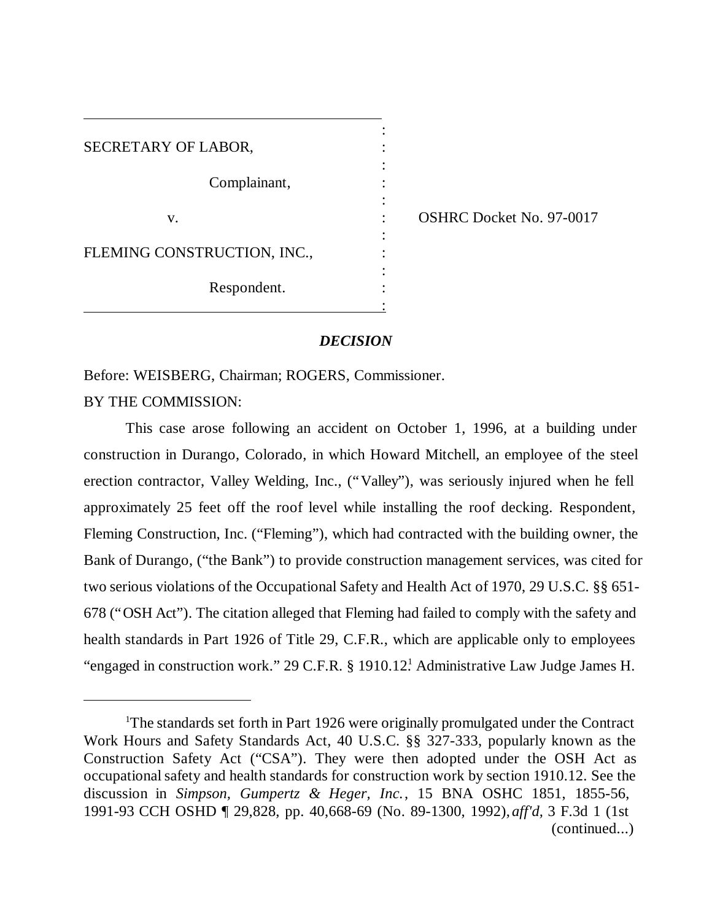| | | |
|---|---|---|
| SECRETARY OF LABOR, | : | |
| Complainant, | : | |
| v. | : | OSHRC Docket No. 97-0017 |
| FLEMING CONSTRUCTION, INC., | : | |
| Respondent. | : | |

## *DECISION*

Before: WEISBERG, Chairman; ROGERS, Commissioner.

BY THE COMMISSION:

This case arose following an accident on October 1, 1996, at a building under construction in Durango, Colorado, in which Howard Mitchell, an employee of the steel erection contractor, Valley Welding, Inc., ("Valley"), was seriously injured when he fell approximately 25 feet off the roof level while installing the roof decking. Respondent, Fleming Construction, Inc. ("Fleming"), which had contracted with the building owner, the Bank of Durango, ("the Bank") to provide construction management services, was cited for two serious violations of the Occupational Safety and Health Act of 1970, 29 U.S.C. §§ 651-678 ("OSH Act"). The citation alleged that Fleming had failed to comply with the safety and health standards in Part 1926 of Title 29, C.F.R., which are applicable only to employees "engaged in construction work." 29 C.F.R. § 1910.12.[1] Administrative Law Judge James H.

---

[1]The standards set forth in Part 1926 were originally promulgated under the Contract Work Hours and Safety Standards Act, 40 U.S.C. §§ 327-333, popularly known as the Construction Safety Act ("CSA"). They were then adopted under the OSH Act as occupational safety and health standards for construction work by section 1910.12. See the discussion in *Simpson, Gumpertz & Heger, Inc.*, 15 BNA OSHC 1851, 1855-56, 1991-93 CCH OSHD ¶ 29,828, pp. 40,668-69 (No. 89-1300, 1992), *aff'd*, 3 F.3d 1 (1st (continued...)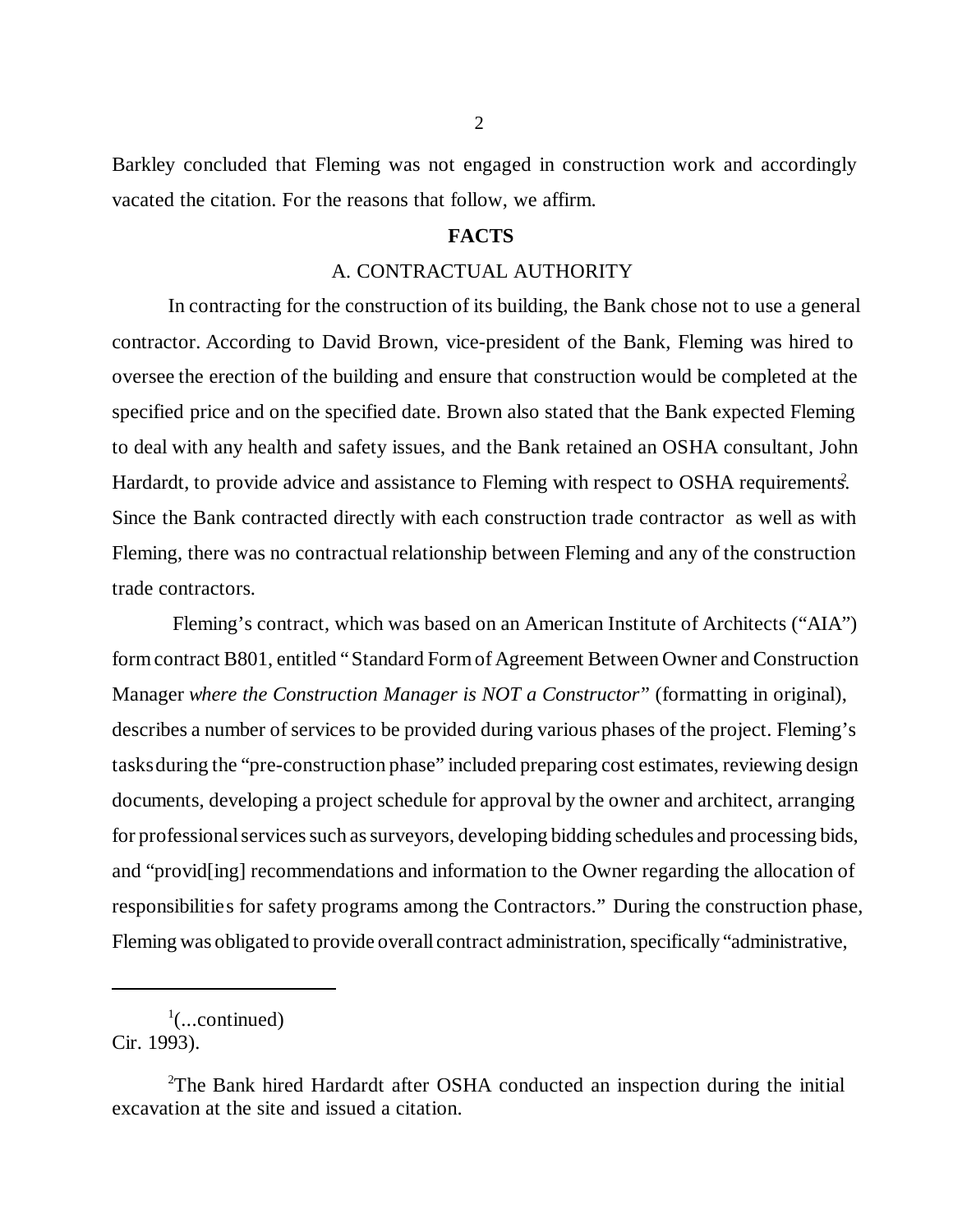Barkley concluded that Fleming was not engaged in construction work and accordingly vacated the citation. For the reasons that follow, we affirm.

## FACTS

### A. CONTRACTUAL AUTHORITY

In contracting for the construction of its building, the Bank chose not to use a general contractor. According to David Brown, vice-president of the Bank, Fleming was hired to oversee the erection of the building and ensure that construction would be completed at the specified price and on the specified date. Brown also stated that the Bank expected Fleming to deal with any health and safety issues, and the Bank retained an OSHA consultant, John Hardardt, to provide advice and assistance to Fleming with respect to OSHA requirements.[2] Since the Bank contracted directly with each construction trade contractor as well as with Fleming, there was no contractual relationship between Fleming and any of the construction trade contractors.

Fleming's contract, which was based on an American Institute of Architects ("AIA") form contract B801, entitled "Standard Form of Agreement Between Owner and Construction Manager *where the Construction Manager is NOT a Constructor*" (formatting in original), describes a number of services to be provided during various phases of the project. Fleming's tasks during the "pre-construction phase" included preparing cost estimates, reviewing design documents, developing a project schedule for approval by the owner and architect, arranging for professional services such as surveyors, developing bidding schedules and processing bids, and "provid[ing] recommendations and information to the Owner regarding the allocation of responsibilities for safety programs among the Contractors." During the construction phase, Fleming was obligated to provide overall contract administration, specifically "administrative,

---

[1](...continued) Cir. 1993).

[2]The Bank hired Hardardt after OSHA conducted an inspection during the initial excavation at the site and issued a citation.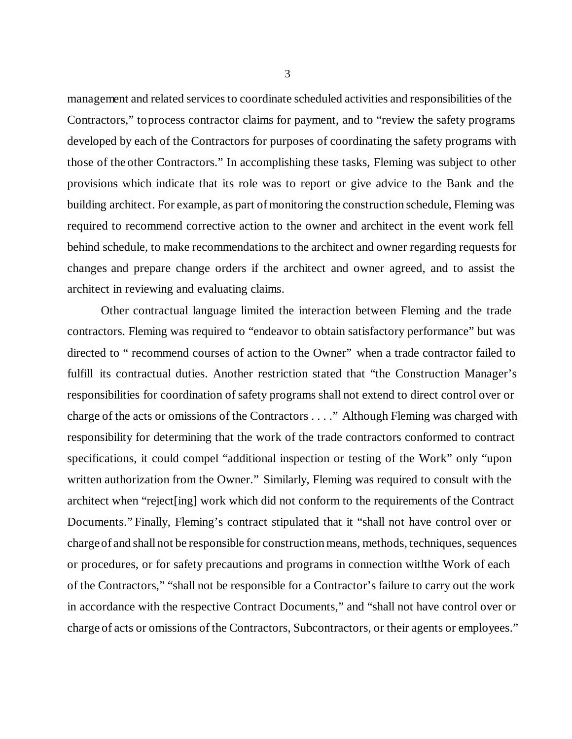management and related services to coordinate scheduled activities and responsibilities of the Contractors," to process contractor claims for payment, and to "review the safety programs developed by each of the Contractors for purposes of coordinating the safety programs with those of the other Contractors." In accomplishing these tasks, Fleming was subject to other provisions which indicate that its role was to report or give advice to the Bank and the building architect. For example, as part of monitoring the construction schedule, Fleming was required to recommend corrective action to the owner and architect in the event work fell behind schedule, to make recommendations to the architect and owner regarding requests for changes and prepare change orders if the architect and owner agreed, and to assist the architect in reviewing and evaluating claims.

Other contractual language limited the interaction between Fleming and the trade contractors. Fleming was required to "endeavor to obtain satisfactory performance" but was directed to " recommend courses of action to the Owner" when a trade contractor failed to fulfill its contractual duties. Another restriction stated that "the Construction Manager's responsibilities for coordination of safety programs shall not extend to direct control over or charge of the acts or omissions of the Contractors . . . ." Although Fleming was charged with responsibility for determining that the work of the trade contractors conformed to contract specifications, it could compel "additional inspection or testing of the Work" only "upon written authorization from the Owner." Similarly, Fleming was required to consult with the architect when "reject[ing] work which did not conform to the requirements of the Contract Documents." Finally, Fleming's contract stipulated that it "shall not have control over or charge of and shall not be responsible for construction means, methods, techniques, sequences or procedures, or for safety precautions and programs in connection with the Work of each of the Contractors," "shall not be responsible for a Contractor's failure to carry out the work in accordance with the respective Contract Documents," and "shall not have control over or charge of acts or omissions of the Contractors, Subcontractors, or their agents or employees."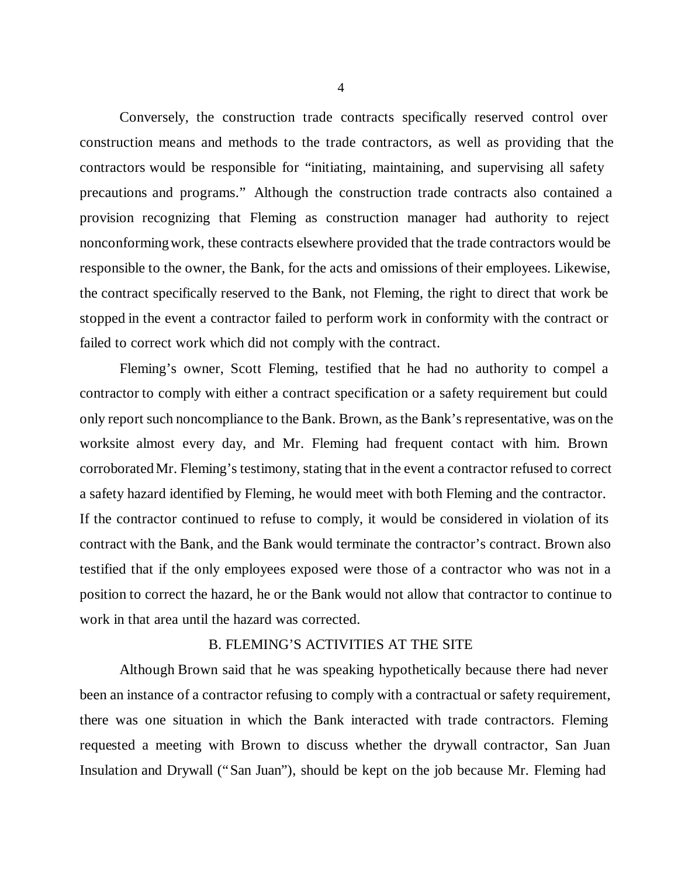Conversely, the construction trade contracts specifically reserved control over construction means and methods to the trade contractors, as well as providing that the contractors would be responsible for "initiating, maintaining, and supervising all safety precautions and programs." Although the construction trade contracts also contained a provision recognizing that Fleming as construction manager had authority to reject nonconforming work, these contracts elsewhere provided that the trade contractors would be responsible to the owner, the Bank, for the acts and omissions of their employees. Likewise, the contract specifically reserved to the Bank, not Fleming, the right to direct that work be stopped in the event a contractor failed to perform work in conformity with the contract or failed to correct work which did not comply with the contract.

Fleming's owner, Scott Fleming, testified that he had no authority to compel a contractor to comply with either a contract specification or a safety requirement but could only report such noncompliance to the Bank. Brown, as the Bank's representative, was on the worksite almost every day, and Mr. Fleming had frequent contact with him. Brown corroborated Mr. Fleming's testimony, stating that in the event a contractor refused to correct a safety hazard identified by Fleming, he would meet with both Fleming and the contractor. If the contractor continued to refuse to comply, it would be considered in violation of its contract with the Bank, and the Bank would terminate the contractor's contract. Brown also testified that if the only employees exposed were those of a contractor who was not in a position to correct the hazard, he or the Bank would not allow that contractor to continue to work in that area until the hazard was corrected.

### B. FLEMING'S ACTIVITIES AT THE SITE

Although Brown said that he was speaking hypothetically because there had never been an instance of a contractor refusing to comply with a contractual or safety requirement, there was one situation in which the Bank interacted with trade contractors. Fleming requested a meeting with Brown to discuss whether the drywall contractor, San Juan Insulation and Drywall ("San Juan"), should be kept on the job because Mr. Fleming had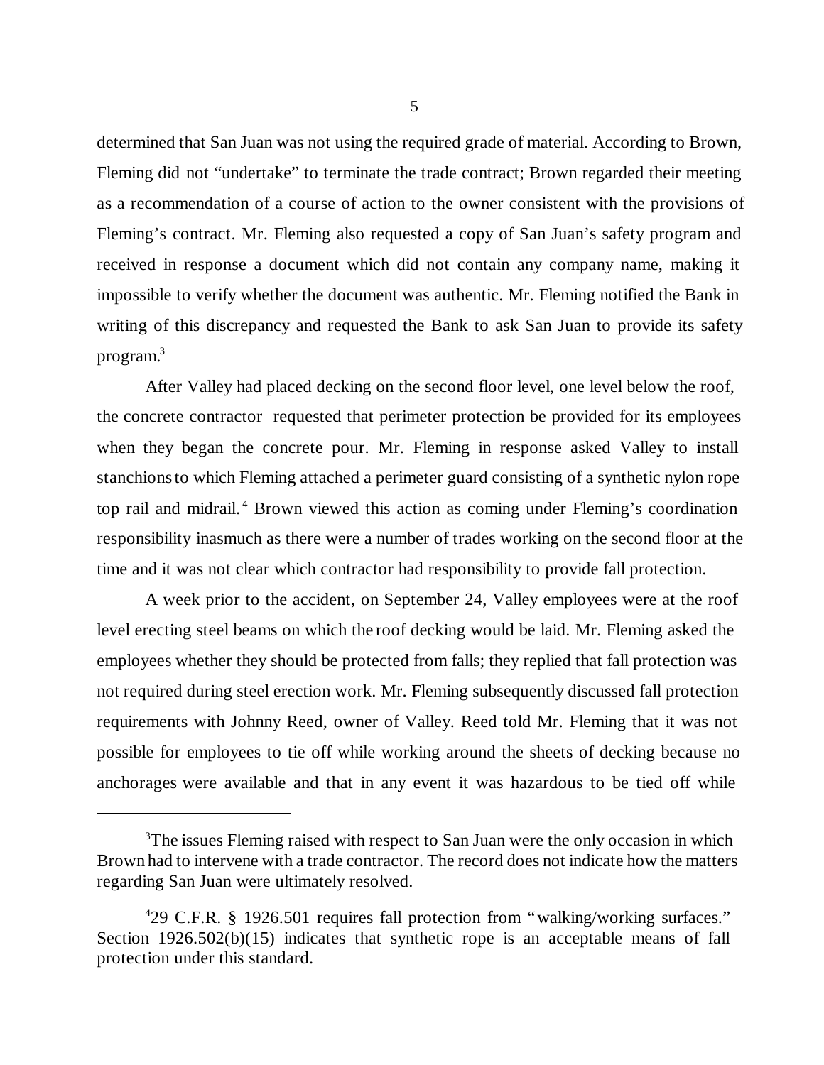determined that San Juan was not using the required grade of material. According to Brown, Fleming did not "undertake" to terminate the trade contract; Brown regarded their meeting as a recommendation of a course of action to the owner consistent with the provisions of Fleming's contract. Mr. Fleming also requested a copy of San Juan's safety program and received in response a document which did not contain any company name, making it impossible to verify whether the document was authentic. Mr. Fleming notified the Bank in writing of this discrepancy and requested the Bank to ask San Juan to provide its safety program.[3]

After Valley had placed decking on the second floor level, one level below the roof, the concrete contractor requested that perimeter protection be provided for its employees when they began the concrete pour. Mr. Fleming in response asked Valley to install stanchions to which Fleming attached a perimeter guard consisting of a synthetic nylon rope top rail and midrail.[4] Brown viewed this action as coming under Fleming's coordination responsibility inasmuch as there were a number of trades working on the second floor at the time and it was not clear which contractor had responsibility to provide fall protection.

A week prior to the accident, on September 24, Valley employees were at the roof level erecting steel beams on which the roof decking would be laid. Mr. Fleming asked the employees whether they should be protected from falls; they replied that fall protection was not required during steel erection work. Mr. Fleming subsequently discussed fall protection requirements with Johnny Reed, owner of Valley. Reed told Mr. Fleming that it was not possible for employees to tie off while working around the sheets of decking because no anchorages were available and that in any event it was hazardous to be tied off while

---

[3]The issues Fleming raised with respect to San Juan were the only occasion in which Brown had to intervene with a trade contractor. The record does not indicate how the matters regarding San Juan were ultimately resolved.

[4]29 C.F.R. § 1926.501 requires fall protection from "walking/working surfaces." Section 1926.502(b)(15) indicates that synthetic rope is an acceptable means of fall protection under this standard.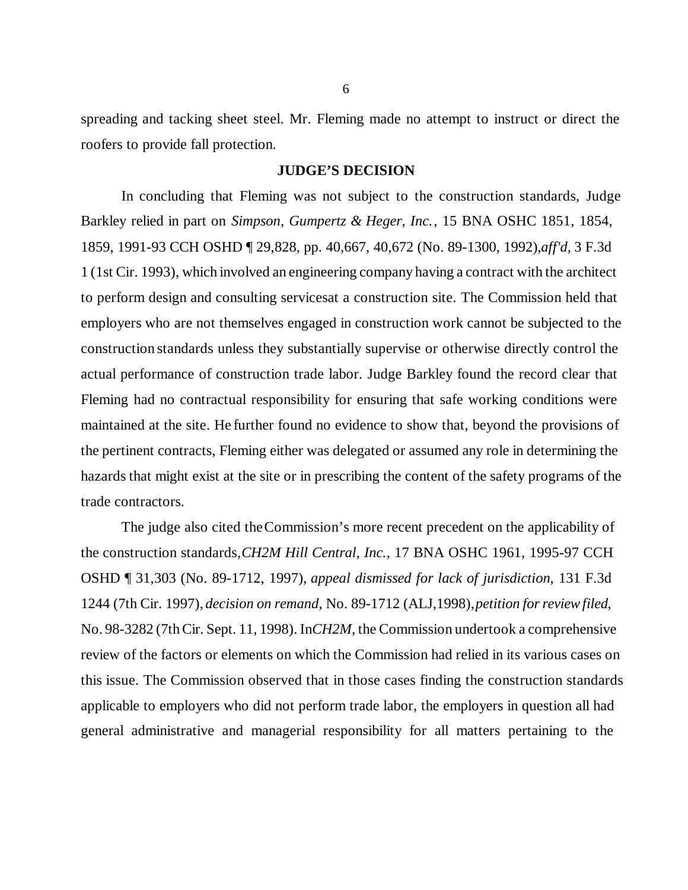spreading and tacking sheet steel. Mr. Fleming made no attempt to instruct or direct the roofers to provide fall protection.

## JUDGE'S DECISION

In concluding that Fleming was not subject to the construction standards, Judge Barkley relied in part on *Simpson, Gumpertz & Heger, Inc.*, 15 BNA OSHC 1851, 1854, 1859, 1991-93 CCH OSHD ¶ 29,828, pp. 40,667, 40,672 (No. 89-1300, 1992),*aff'd,* 3 F.3d 1 (1st Cir. 1993), which involved an engineering company having a contract with the architect to perform design and consulting servicesat a construction site. The Commission held that employers who are not themselves engaged in construction work cannot be subjected to the construction standards unless they substantially supervise or otherwise directly control the actual performance of construction trade labor. Judge Barkley found the record clear that Fleming had no contractual responsibility for ensuring that safe working conditions were maintained at the site. He further found no evidence to show that, beyond the provisions of the pertinent contracts, Fleming either was delegated or assumed any role in determining the hazards that might exist at the site or in prescribing the content of the safety programs of the trade contractors.

The judge also cited theCommission's more recent precedent on the applicability of the construction standards,*CH2M Hill Central, Inc.*, 17 BNA OSHC 1961, 1995-97 CCH OSHD ¶ 31,303 (No. 89-1712, 1997), *appeal dismissed for lack of jurisdiction*, 131 F.3d 1244 (7th Cir. 1997), *decision on remand*, No. 89-1712 (ALJ,1998), *petition for review filed*, No. 98-3282 (7th Cir. Sept. 11, 1998). In*CH2M,* the Commission undertook a comprehensive review of the factors or elements on which the Commission had relied in its various cases on this issue. The Commission observed that in those cases finding the construction standards applicable to employers who did not perform trade labor, the employers in question all had general administrative and managerial responsibility for all matters pertaining to the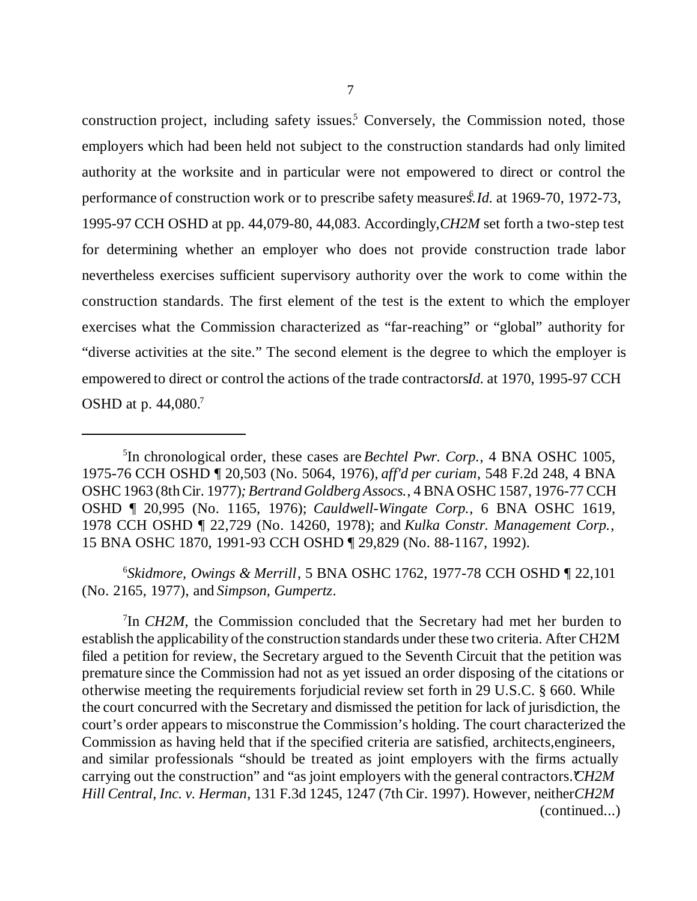construction project, including safety issues.[5] Conversely, the Commission noted, those employers which had been held not subject to the construction standards had only limited authority at the worksite and in particular were not empowered to direct or control the performance of construction work or to prescribe safety measures.[6] *Id.* at 1969-70, 1972-73, 1995-97 CCH OSHD at pp. 44,079-80, 44,083. Accordingly, *CH2M* set forth a two-step test for determining whether an employer who does not provide construction trade labor nevertheless exercises sufficient supervisory authority over the work to come within the construction standards. The first element of the test is the extent to which the employer exercises what the Commission characterized as "far-reaching" or "global" authority for "diverse activities at the site." The second element is the degree to which the employer is empowered to direct or control the actions of the trade contractors. *Id.* at 1970, 1995-97 CCH OSHD at p. 44,080.[7]

---

[5] In chronological order, these cases are *Bechtel Pwr. Corp.*, 4 BNA OSHC 1005, 1975-76 CCH OSHD ¶ 20,503 (No. 5064, 1976), *aff'd per curiam*, 548 F.2d 248, 4 BNA OSHC 1963 (8th Cir. 1977); *Bertrand Goldberg Assocs.*, 4 BNA OSHC 1587, 1976-77 CCH OSHD ¶ 20,995 (No. 1165, 1976); *Cauldwell-Wingate Corp.*, 6 BNA OSHC 1619, 1978 CCH OSHD ¶ 22,729 (No. 14260, 1978); and *Kulka Constr. Management Corp.*, 15 BNA OSHC 1870, 1991-93 CCH OSHD ¶ 29,829 (No. 88-1167, 1992).

[6] *Skidmore, Owings & Merrill*, 5 BNA OSHC 1762, 1977-78 CCH OSHD ¶ 22,101 (No. 2165, 1977), and *Simpson, Gumpertz*.

[7] In *CH2M*, the Commission concluded that the Secretary had met her burden to establish the applicability of the construction standards under these two criteria. After CH2M filed a petition for review, the Secretary argued to the Seventh Circuit that the petition was premature since the Commission had not as yet issued an order disposing of the citations or otherwise meeting the requirements for judicial review set forth in 29 U.S.C. § 660. While the court concurred with the Secretary and dismissed the petition for lack of jurisdiction, the court's order appears to misconstrue the Commission's holding. The court characterized the Commission as having held that if the specified criteria are satisfied, architects, engineers, and similar professionals "should be treated as joint employers with the firms actually carrying out the construction" and "as joint employers with the general contractors." *CH2M Hill Central, Inc. v. Herman*, 131 F.3d 1245, 1247 (7th Cir. 1997). However, neither *CH2M* (continued...)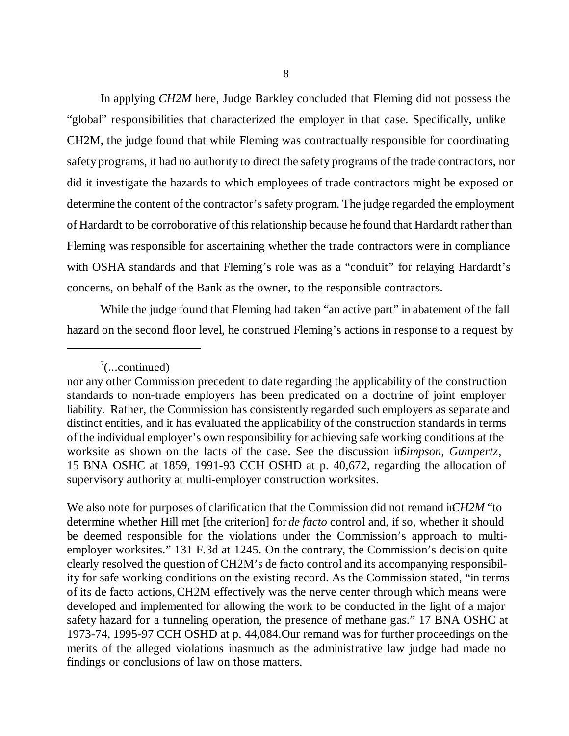In applying *CH2M* here, Judge Barkley concluded that Fleming did not possess the "global" responsibilities that characterized the employer in that case. Specifically, unlike CH2M, the judge found that while Fleming was contractually responsible for coordinating safety programs, it had no authority to direct the safety programs of the trade contractors, nor did it investigate the hazards to which employees of trade contractors might be exposed or determine the content of the contractor's safety program. The judge regarded the employment of Hardardt to be corroborative of this relationship because he found that Hardardt rather than Fleming was responsible for ascertaining whether the trade contractors were in compliance with OSHA standards and that Fleming's role was as a "conduit" for relaying Hardardt's concerns, on behalf of the Bank as the owner, to the responsible contractors.

While the judge found that Fleming had taken "an active part" in abatement of the fall hazard on the second floor level, he construed Fleming's actions in response to a request by

---

[7](...continued)

nor any other Commission precedent to date regarding the applicability of the construction standards to non-trade employers has been predicated on a doctrine of joint employer liability. Rather, the Commission has consistently regarded such employers as separate and distinct entities, and it has evaluated the applicability of the construction standards in terms of the individual employer's own responsibility for achieving safe working conditions at the worksite as shown on the facts of the case. See the discussion in *Simpson, Gumpertz*, 15 BNA OSHC at 1859, 1991-93 CCH OSHD at p. 40,672, regarding the allocation of supervisory authority at multi-employer construction worksites.

We also note for purposes of clarification that the Commission did not remand in *CH2M* "to determine whether Hill met [the criterion] for *de facto* control and, if so, whether it should be deemed responsible for the violations under the Commission's approach to multi-employer worksites." 131 F.3d at 1245. On the contrary, the Commission's decision quite clearly resolved the question of CH2M's de facto control and its accompanying responsibility for safe working conditions on the existing record. As the Commission stated, "in terms of its de facto actions, CH2M effectively was the nerve center through which means were developed and implemented for allowing the work to be conducted in the light of a major safety hazard for a tunneling operation, the presence of methane gas." 17 BNA OSHC at 1973-74, 1995-97 CCH OSHD at p. 44,084. Our remand was for further proceedings on the merits of the alleged violations inasmuch as the administrative law judge had made no findings or conclusions of law on those matters.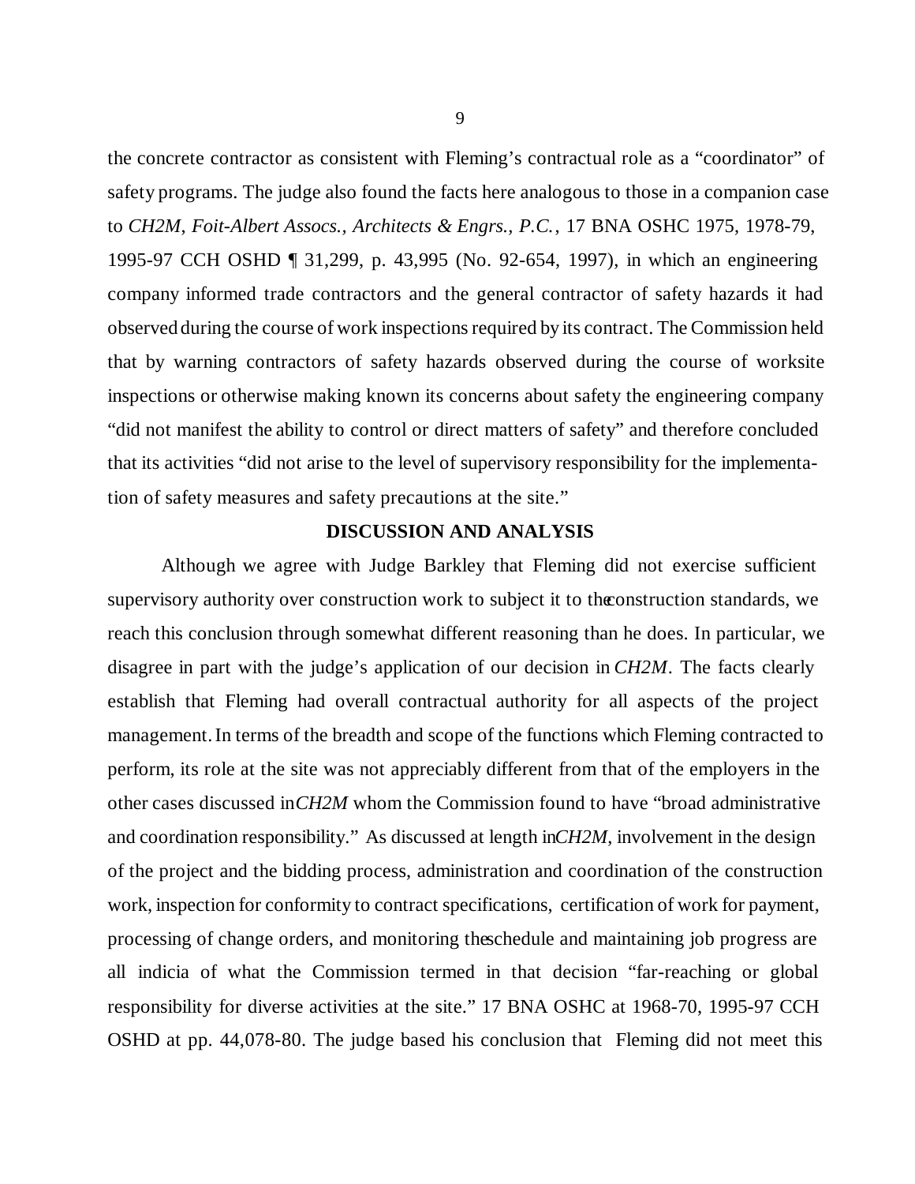the concrete contractor as consistent with Fleming's contractual role as a "coordinator" of safety programs. The judge also found the facts here analogous to those in a companion case to *CH2M*, *Foit-Albert Assocs., Architects & Engrs., P.C.*, 17 BNA OSHC 1975, 1978-79, 1995-97 CCH OSHD ¶ 31,299, p. 43,995 (No. 92-654, 1997), in which an engineering company informed trade contractors and the general contractor of safety hazards it had observed during the course of work inspections required by its contract. The Commission held that by warning contractors of safety hazards observed during the course of worksite inspections or otherwise making known its concerns about safety the engineering company "did not manifest the ability to control or direct matters of safety" and therefore concluded that its activities "did not arise to the level of supervisory responsibility for the implementation of safety measures and safety precautions at the site."

## DISCUSSION AND ANALYSIS

Although we agree with Judge Barkley that Fleming did not exercise sufficient supervisory authority over construction work to subject it to the construction standards, we reach this conclusion through somewhat different reasoning than he does. In particular, we disagree in part with the judge's application of our decision in *CH2M*. The facts clearly establish that Fleming had overall contractual authority for all aspects of the project management. In terms of the breadth and scope of the functions which Fleming contracted to perform, its role at the site was not appreciably different from that of the employers in the other cases discussed in *CH2M* whom the Commission found to have "broad administrative and coordination responsibility." As discussed at length in *CH2M*, involvement in the design of the project and the bidding process, administration and coordination of the construction work, inspection for conformity to contract specifications, certification of work for payment, processing of change orders, and monitoring the schedule and maintaining job progress are all indicia of what the Commission termed in that decision "far-reaching or global responsibility for diverse activities at the site." 17 BNA OSHC at 1968-70, 1995-97 CCH OSHD at pp. 44,078-80. The judge based his conclusion that Fleming did not meet this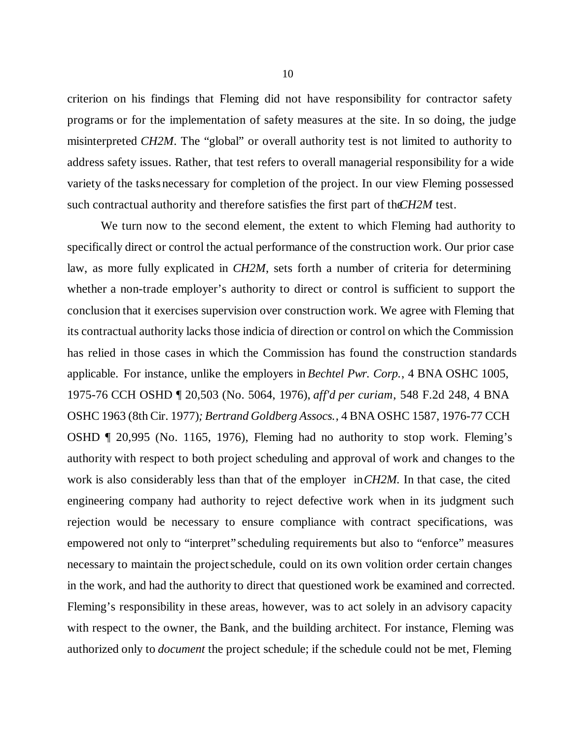criterion on his findings that Fleming did not have responsibility for contractor safety programs or for the implementation of safety measures at the site. In so doing, the judge misinterpreted *CH2M*. The "global" or overall authority test is not limited to authority to address safety issues. Rather, that test refers to overall managerial responsibility for a wide variety of the tasks necessary for completion of the project. In our view Fleming possessed such contractual authority and therefore satisfies the first part of the *CH2M* test.

We turn now to the second element, the extent to which Fleming had authority to specifically direct or control the actual performance of the construction work. Our prior case law, as more fully explicated in *CH2M*, sets forth a number of criteria for determining whether a non-trade employer's authority to direct or control is sufficient to support the conclusion that it exercises supervision over construction work. We agree with Fleming that its contractual authority lacks those indicia of direction or control on which the Commission has relied in those cases in which the Commission has found the construction standards applicable. For instance, unlike the employers in *Bechtel Pwr. Corp.*, 4 BNA OSHC 1005, 1975-76 CCH OSHD ¶ 20,503 (No. 5064, 1976), *aff'd per curiam*, 548 F.2d 248, 4 BNA OSHC 1963 (8th Cir. 1977)*; Bertrand Goldberg Assocs.*, 4 BNA OSHC 1587, 1976-77 CCH OSHD ¶ 20,995 (No. 1165, 1976), Fleming had no authority to stop work. Fleming's authority with respect to both project scheduling and approval of work and changes to the work is also considerably less than that of the employer in *CH2M*. In that case, the cited engineering company had authority to reject defective work when in its judgment such rejection would be necessary to ensure compliance with contract specifications, was empowered not only to "interpret" scheduling requirements but also to "enforce" measures necessary to maintain the project schedule, could on its own volition order certain changes in the work, and had the authority to direct that questioned work be examined and corrected. Fleming's responsibility in these areas, however, was to act solely in an advisory capacity with respect to the owner, the Bank, and the building architect. For instance, Fleming was authorized only to *document* the project schedule; if the schedule could not be met, Fleming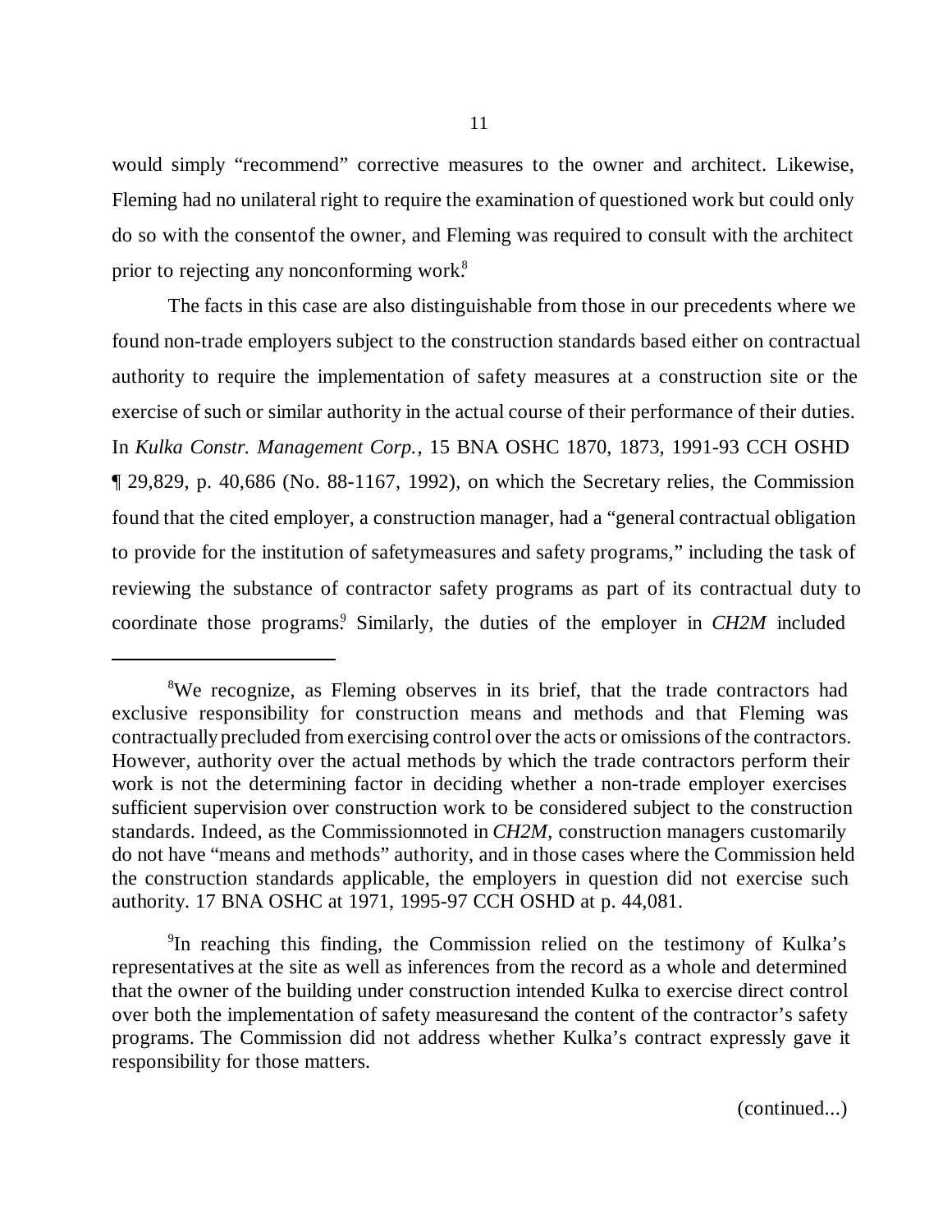would simply "recommend" corrective measures to the owner and architect. Likewise, Fleming had no unilateral right to require the examination of questioned work but could only do so with the consent of the owner, and Fleming was required to consult with the architect prior to rejecting any nonconforming work.[8]

The facts in this case are also distinguishable from those in our precedents where we found non-trade employers subject to the construction standards based either on contractual authority to require the implementation of safety measures at a construction site or the exercise of such or similar authority in the actual course of their performance of their duties. In *Kulka Constr. Management Corp.*, 15 BNA OSHC 1870, 1873, 1991-93 CCH OSHD ¶ 29,829, p. 40,686 (No. 88-1167, 1992), on which the Secretary relies, the Commission found that the cited employer, a construction manager, had a "general contractual obligation to provide for the institution of safety measures and safety programs," including the task of reviewing the substance of contractor safety programs as part of its contractual duty to coordinate those programs.[9] Similarly, the duties of the employer in *CH2M* included

---

[8]We recognize, as Fleming observes in its brief, that the trade contractors had exclusive responsibility for construction means and methods and that Fleming was contractually precluded from exercising control over the acts or omissions of the contractors. However, authority over the actual methods by which the trade contractors perform their work is not the determining factor in deciding whether a non-trade employer exercises sufficient supervision over construction work to be considered subject to the construction standards. Indeed, as the Commission noted in *CH2M*, construction managers customarily do not have "means and methods" authority, and in those cases where the Commission held the construction standards applicable, the employers in question did not exercise such authority. 17 BNA OSHC at 1971, 1995-97 CCH OSHD at p. 44,081.

[9]In reaching this finding, the Commission relied on the testimony of Kulka's representatives at the site as well as inferences from the record as a whole and determined that the owner of the building under construction intended Kulka to exercise direct control over both the implementation of safety measures and the content of the contractor's safety programs. The Commission did not address whether Kulka's contract expressly gave it responsibility for those matters.

(continued...)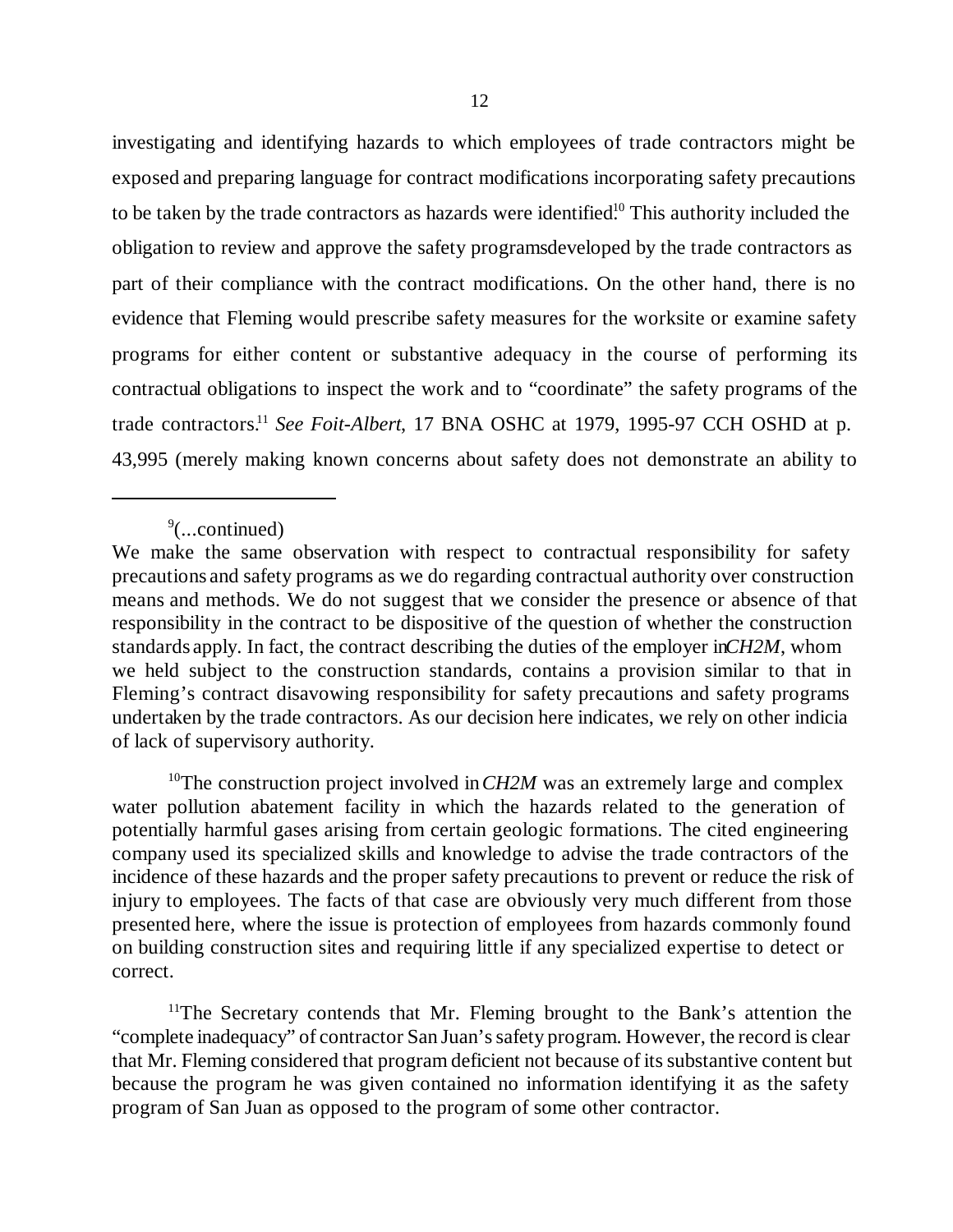investigating and identifying hazards to which employees of trade contractors might be exposed and preparing language for contract modifications incorporating safety precautions to be taken by the trade contractors as hazards were identified.[10] This authority included the obligation to review and approve the safety programs developed by the trade contractors as part of their compliance with the contract modifications. On the other hand, there is no evidence that Fleming would prescribe safety measures for the worksite or examine safety programs for either content or substantive adequacy in the course of performing its contractual obligations to inspect the work and to "coordinate" the safety programs of the trade contractors.[11] *See Foit-Albert*, 17 BNA OSHC at 1979, 1995-97 CCH OSHD at p. 43,995 (merely making known concerns about safety does not demonstrate an ability to

---

[9](...continued)

We make the same observation with respect to contractual responsibility for safety precautions and safety programs as we do regarding contractual authority over construction means and methods. We do not suggest that we consider the presence or absence of that responsibility in the contract to be dispositive of the question of whether the construction standards apply. In fact, the contract describing the duties of the employer in *CH2M*, whom we held subject to the construction standards, contains a provision similar to that in Fleming's contract disavowing responsibility for safety precautions and safety programs undertaken by the trade contractors. As our decision here indicates, we rely on other indicia of lack of supervisory authority.

[10]The construction project involved in *CH2M* was an extremely large and complex water pollution abatement facility in which the hazards related to the generation of potentially harmful gases arising from certain geologic formations. The cited engineering company used its specialized skills and knowledge to advise the trade contractors of the incidence of these hazards and the proper safety precautions to prevent or reduce the risk of injury to employees. The facts of that case are obviously very much different from those presented here, where the issue is protection of employees from hazards commonly found on building construction sites and requiring little if any specialized expertise to detect or correct.

[11]The Secretary contends that Mr. Fleming brought to the Bank's attention the "complete inadequacy" of contractor San Juan's safety program. However, the record is clear that Mr. Fleming considered that program deficient not because of its substantive content but because the program he was given contained no information identifying it as the safety program of San Juan as opposed to the program of some other contractor.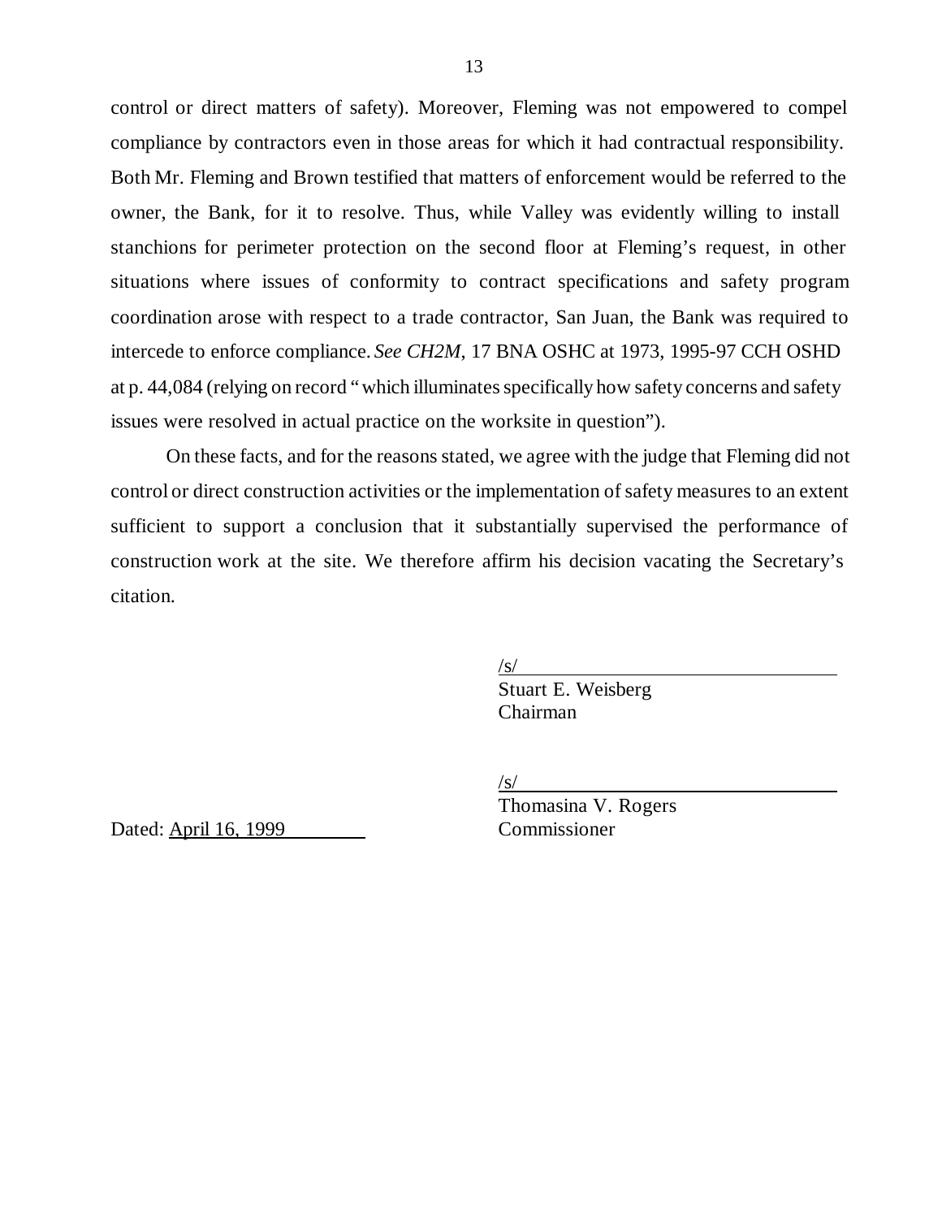control or direct matters of safety). Moreover, Fleming was not empowered to compel compliance by contractors even in those areas for which it had contractual responsibility. Both Mr. Fleming and Brown testified that matters of enforcement would be referred to the owner, the Bank, for it to resolve. Thus, while Valley was evidently willing to install stanchions for perimeter protection on the second floor at Fleming's request, in other situations where issues of conformity to contract specifications and safety program coordination arose with respect to a trade contractor, San Juan, the Bank was required to intercede to enforce compliance. *See CH2M*, 17 BNA OSHC at 1973, 1995-97 CCH OSHD at p. 44,084 (relying on record "which illuminates specifically how safety concerns and safety issues were resolved in actual practice on the worksite in question").

On these facts, and for the reasons stated, we agree with the judge that Fleming did not control or direct construction activities or the implementation of safety measures to an extent sufficient to support a conclusion that it substantially supervised the performance of construction work at the site. We therefore affirm his decision vacating the Secretary's citation.

/s/
Stuart E. Weisberg
Chairman

/s/
Thomasina V. Rogers
Commissioner

Dated: April 16, 1999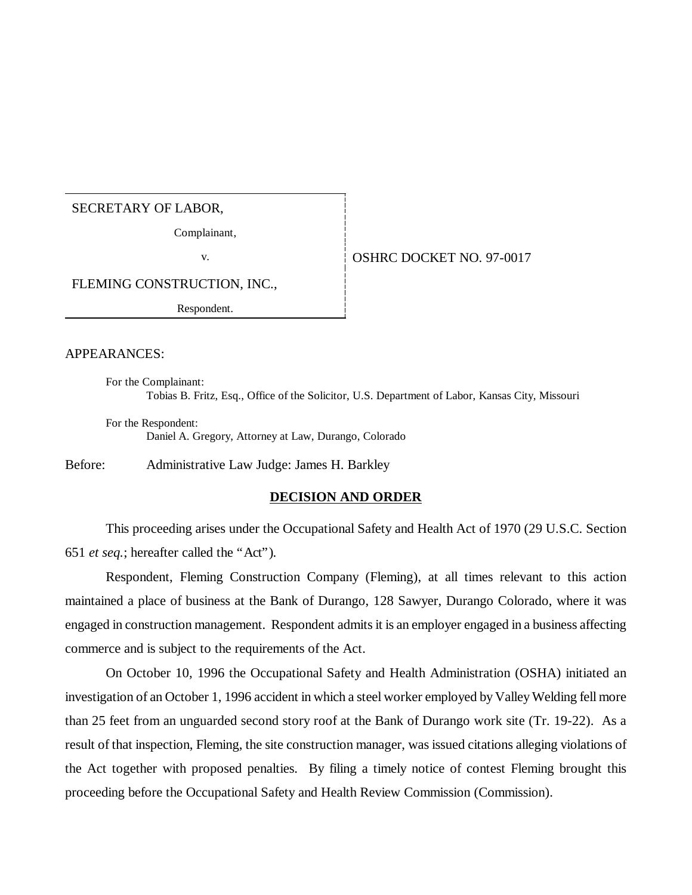| SECRETARY OF LABOR, | |
| --- | --- |
| Complainant, | |
| v. | OSHRC DOCKET NO. 97-0017 |
| FLEMING CONSTRUCTION, INC., | |
| Respondent. | |

APPEARANCES:

For the Complainant:
Tobias B. Fritz, Esq., Office of the Solicitor, U.S. Department of Labor, Kansas City, Missouri

For the Respondent:
Daniel A. Gregory, Attorney at Law, Durango, Colorado

Before: Administrative Law Judge: James H. Barkley

## DECISION AND ORDER

This proceeding arises under the Occupational Safety and Health Act of 1970 (29 U.S.C. Section 651 *et seq.*; hereafter called the "Act").

Respondent, Fleming Construction Company (Fleming), at all times relevant to this action maintained a place of business at the Bank of Durango, 128 Sawyer, Durango Colorado, where it was engaged in construction management. Respondent admits it is an employer engaged in a business affecting commerce and is subject to the requirements of the Act.

On October 10, 1996 the Occupational Safety and Health Administration (OSHA) initiated an investigation of an October 1, 1996 accident in which a steel worker employed by Valley Welding fell more than 25 feet from an unguarded second story roof at the Bank of Durango work site (Tr. 19-22). As a result of that inspection, Fleming, the site construction manager, was issued citations alleging violations of the Act together with proposed penalties. By filing a timely notice of contest Fleming brought this proceeding before the Occupational Safety and Health Review Commission (Commission).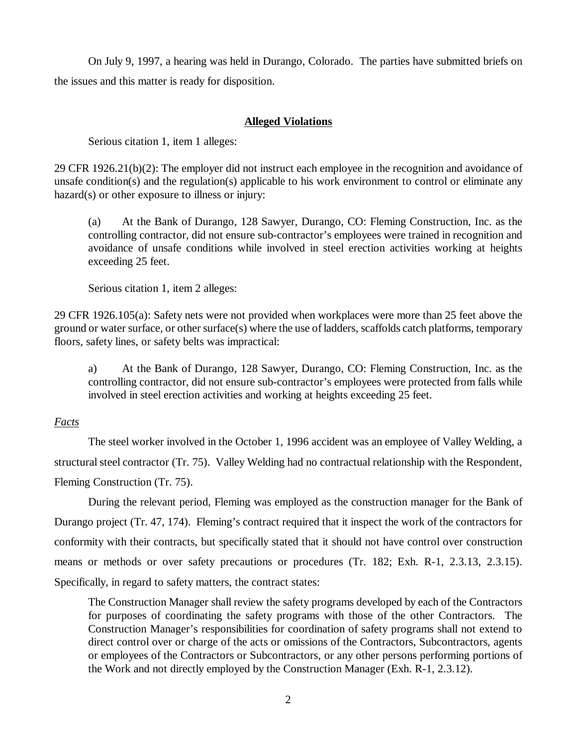On July 9, 1997, a hearing was held in Durango, Colorado. The parties have submitted briefs on the issues and this matter is ready for disposition.

## **Alleged Violations**

Serious citation 1, item 1 alleges:

29 CFR 1926.21(b)(2): The employer did not instruct each employee in the recognition and avoidance of unsafe condition(s) and the regulation(s) applicable to his work environment to control or eliminate any hazard(s) or other exposure to illness or injury:

> (a) At the Bank of Durango, 128 Sawyer, Durango, CO: Fleming Construction, Inc. as the controlling contractor, did not ensure sub-contractor's employees were trained in recognition and avoidance of unsafe conditions while involved in steel erection activities working at heights exceeding 25 feet.

Serious citation 1, item 2 alleges:

29 CFR 1926.105(a): Safety nets were not provided when workplaces were more than 25 feet above the ground or water surface, or other surface(s) where the use of ladders, scaffolds catch platforms, temporary floors, safety lines, or safety belts was impractical:

> a) At the Bank of Durango, 128 Sawyer, Durango, CO: Fleming Construction, Inc. as the controlling contractor, did not ensure sub-contractor's employees were protected from falls while involved in steel erection activities and working at heights exceeding 25 feet.

*Facts*

The steel worker involved in the October 1, 1996 accident was an employee of Valley Welding, a structural steel contractor (Tr. 75). Valley Welding had no contractual relationship with the Respondent, Fleming Construction (Tr. 75).

During the relevant period, Fleming was employed as the construction manager for the Bank of Durango project (Tr. 47, 174). Fleming's contract required that it inspect the work of the contractors for conformity with their contracts, but specifically stated that it should not have control over construction means or methods or over safety precautions or procedures (Tr. 182; Exh. R-1, 2.3.13, 2.3.15). Specifically, in regard to safety matters, the contract states:

> The Construction Manager shall review the safety programs developed by each of the Contractors for purposes of coordinating the safety programs with those of the other Contractors. The Construction Manager's responsibilities for coordination of safety programs shall not extend to direct control over or charge of the acts or omissions of the Contractors, Subcontractors, agents or employees of the Contractors or Subcontractors, or any other persons performing portions of the Work and not directly employed by the Construction Manager (Exh. R-1, 2.3.12).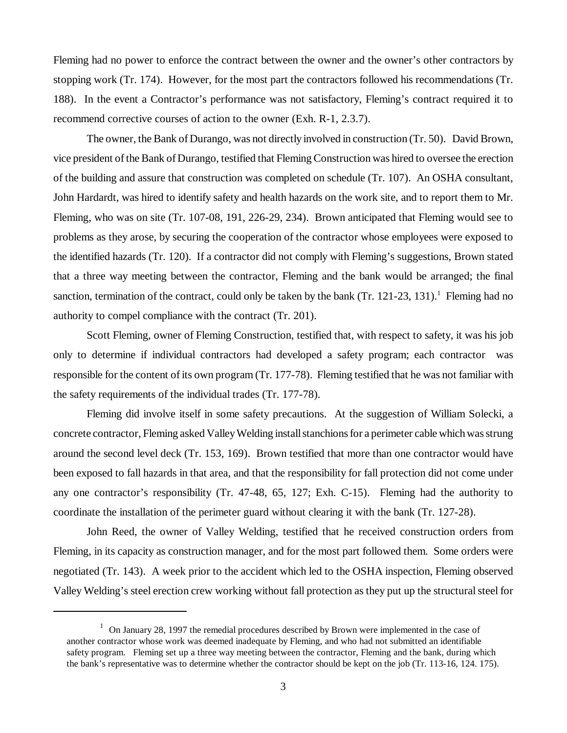Fleming had no power to enforce the contract between the owner and the owner's other contractors by stopping work (Tr. 174). However, for the most part the contractors followed his recommendations (Tr. 188). In the event a Contractor's performance was not satisfactory, Fleming's contract required it to recommend corrective courses of action to the owner (Exh. R-1, 2.3.7).

The owner, the Bank of Durango, was not directly involved in construction (Tr. 50). David Brown, vice president of the Bank of Durango, testified that Fleming Construction was hired to oversee the erection of the building and assure that construction was completed on schedule (Tr. 107). An OSHA consultant, John Hardardt, was hired to identify safety and health hazards on the work site, and to report them to Mr. Fleming, who was on site (Tr. 107-08, 191, 226-29, 234). Brown anticipated that Fleming would see to problems as they arose, by securing the cooperation of the contractor whose employees were exposed to the identified hazards (Tr. 120). If a contractor did not comply with Fleming's suggestions, Brown stated that a three way meeting between the contractor, Fleming and the bank would be arranged; the final sanction, termination of the contract, could only be taken by the bank (Tr. 121-23, 131).[1] Fleming had no authority to compel compliance with the contract (Tr. 201).

Scott Fleming, owner of Fleming Construction, testified that, with respect to safety, it was his job only to determine if individual contractors had developed a safety program; each contractor was responsible for the content of its own program (Tr. 177-78). Fleming testified that he was not familiar with the safety requirements of the individual trades (Tr. 177-78).

Fleming did involve itself in some safety precautions. At the suggestion of William Solecki, a concrete contractor, Fleming asked Valley Welding install stanchions for a perimeter cable which was strung around the second level deck (Tr. 153, 169). Brown testified that more than one contractor would have been exposed to fall hazards in that area, and that the responsibility for fall protection did not come under any one contractor's responsibility (Tr. 47-48, 65, 127; Exh. C-15). Fleming had the authority to coordinate the installation of the perimeter guard without clearing it with the bank (Tr. 127-28).

John Reed, the owner of Valley Welding, testified that he received construction orders from Fleming, in its capacity as construction manager, and for the most part followed them. Some orders were negotiated (Tr. 143). A week prior to the accident which led to the OSHA inspection, Fleming observed Valley Welding's steel erection crew working without fall protection as they put up the structural steel for

[1] On January 28, 1997 the remedial procedures described by Brown were implemented in the case of another contractor whose work was deemed inadequate by Fleming, and who had not submitted an identifiable safety program. Fleming set up a three way meeting between the contractor, Fleming and the bank, during which the bank's representative was to determine whether the contractor should be kept on the job (Tr. 113-16, 124. 175).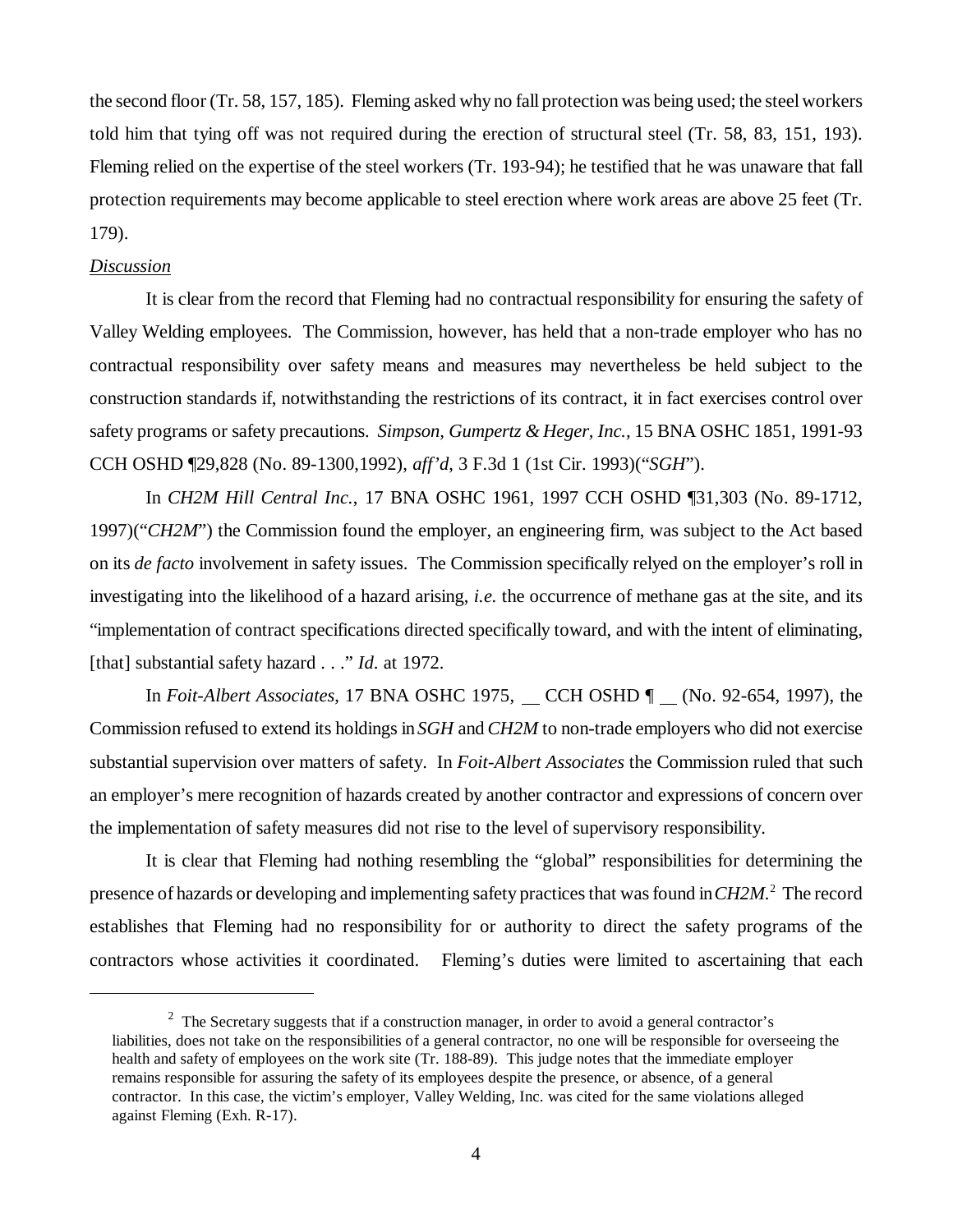the second floor (Tr. 58, 157, 185). Fleming asked why no fall protection was being used; the steel workers told him that tying off was not required during the erection of structural steel (Tr. 58, 83, 151, 193). Fleming relied on the expertise of the steel workers (Tr. 193-94); he testified that he was unaware that fall protection requirements may become applicable to steel erection where work areas are above 25 feet (Tr. 179).

*Discussion*

It is clear from the record that Fleming had no contractual responsibility for ensuring the safety of Valley Welding employees. The Commission, however, has held that a non-trade employer who has no contractual responsibility over safety means and measures may nevertheless be held subject to the construction standards if, notwithstanding the restrictions of its contract, it in fact exercises control over safety programs or safety precautions. *Simpson, Gumpertz & Heger, Inc.*, 15 BNA OSHC 1851, 1991-93 CCH OSHD ¶29,828 (No. 89-1300,1992), *aff'd*, 3 F.3d 1 (1st Cir. 1993)("*SGH*").

In *CH2M Hill Central Inc.*, 17 BNA OSHC 1961, 1997 CCH OSHD ¶31,303 (No. 89-1712, 1997)("*CH2M*") the Commission found the employer, an engineering firm, was subject to the Act based on its *de facto* involvement in safety issues. The Commission specifically relyed on the employer's roll in investigating into the likelihood of a hazard arising, *i.e.* the occurrence of methane gas at the site, and its "implementation of contract specifications directed specifically toward, and with the intent of eliminating, [that] substantial safety hazard . . ." *Id*. at 1972.

In *Foit-Albert Associates*, 17 BNA OSHC 1975, __ CCH OSHD ¶ __ (No. 92-654, 1997), the Commission refused to extend its holdings in *SGH* and *CH2M* to non-trade employers who did not exercise substantial supervision over matters of safety. In *Foit-Albert Associates* the Commission ruled that such an employer's mere recognition of hazards created by another contractor and expressions of concern over the implementation of safety measures did not rise to the level of supervisory responsibility.

It is clear that Fleming had nothing resembling the "global" responsibilities for determining the presence of hazards or developing and implementing safety practices that was found in *CH2M*.[2] The record establishes that Fleming had no responsibility for or authority to direct the safety programs of the contractors whose activities it coordinated. Fleming's duties were limited to ascertaining that each

[2] The Secretary suggests that if a construction manager, in order to avoid a general contractor's liabilities, does not take on the responsibilities of a general contractor, no one will be responsible for overseeing the health and safety of employees on the work site (Tr. 188-89). This judge notes that the immediate employer remains responsible for assuring the safety of its employees despite the presence, or absence, of a general contractor. In this case, the victim's employer, Valley Welding, Inc. was cited for the same violations alleged against Fleming (Exh. R-17).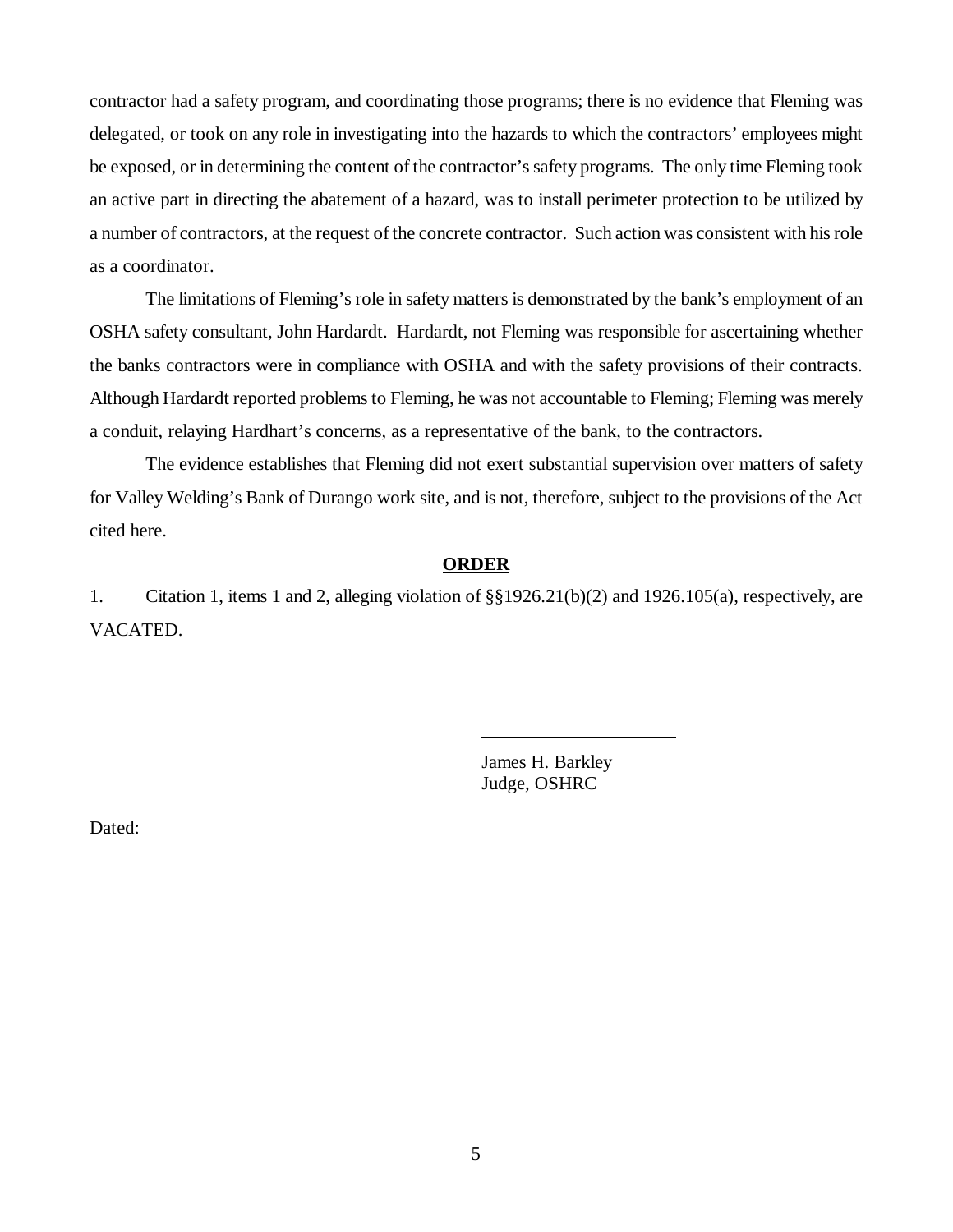contractor had a safety program, and coordinating those programs; there is no evidence that Fleming was delegated, or took on any role in investigating into the hazards to which the contractors' employees might be exposed, or in determining the content of the contractor's safety programs. The only time Fleming took an active part in directing the abatement of a hazard, was to install perimeter protection to be utilized by a number of contractors, at the request of the concrete contractor. Such action was consistent with his role as a coordinator.

The limitations of Fleming's role in safety matters is demonstrated by the bank's employment of an OSHA safety consultant, John Hardardt. Hardardt, not Fleming was responsible for ascertaining whether the banks contractors were in compliance with OSHA and with the safety provisions of their contracts. Although Hardardt reported problems to Fleming, he was not accountable to Fleming; Fleming was merely a conduit, relaying Hardhart's concerns, as a representative of the bank, to the contractors.

The evidence establishes that Fleming did not exert substantial supervision over matters of safety for Valley Welding's Bank of Durango work site, and is not, therefore, subject to the provisions of the Act cited here.

**ORDER**

1. Citation 1, items 1 and 2, alleging violation of §§1926.21(b)(2) and 1926.105(a), respectively, are VACATED.

James H. Barkley
Judge, OSHRC

Dated: